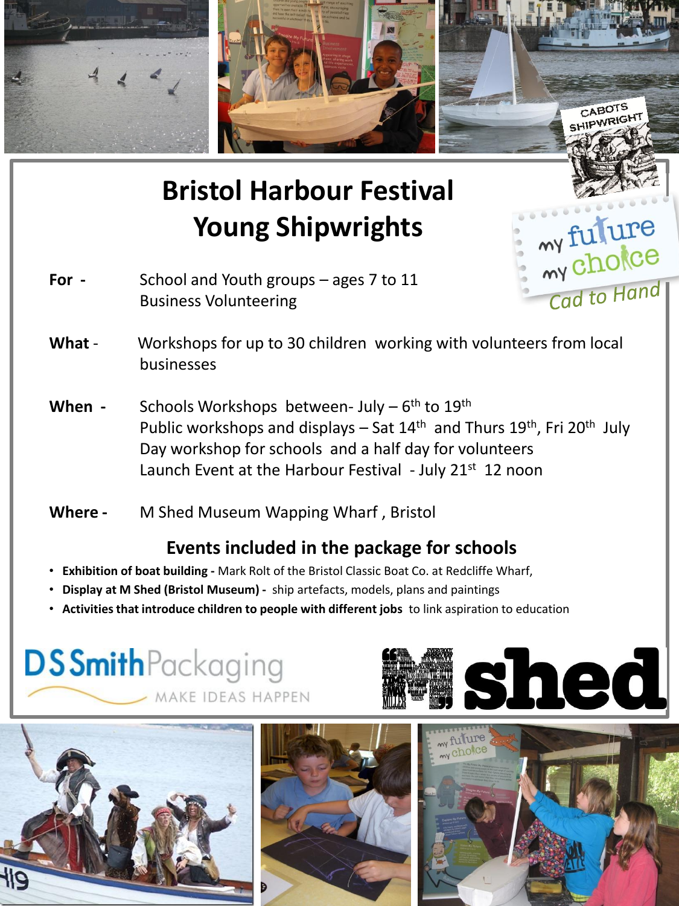# Bristol Harbour Festival
# Young Shipwrights

**For -** School and Youth groups – ages 7 to 11
Business Volunteering

**What** - Workshops for up to 30 children working with volunteers from local businesses

**When -** Schools Workshops between- July – 6th to 19th
Public workshops and displays – Sat 14th and Thurs 19th, Fri 20th July
Day workshop for schools and a half day for volunteers
Launch Event at the Harbour Festival - July 21st 12 noon

**Where -** M Shed Museum Wapping Wharf , Bristol

## Events included in the package for schools

- **Exhibition of boat building -** Mark Rolt of the Bristol Classic Boat Co. at Redcliffe Wharf,
- **Display at M Shed (Bristol Museum) -** ship artefacts, models, plans and paintings
- **Activities that introduce children to people with different jobs** to link aspiration to education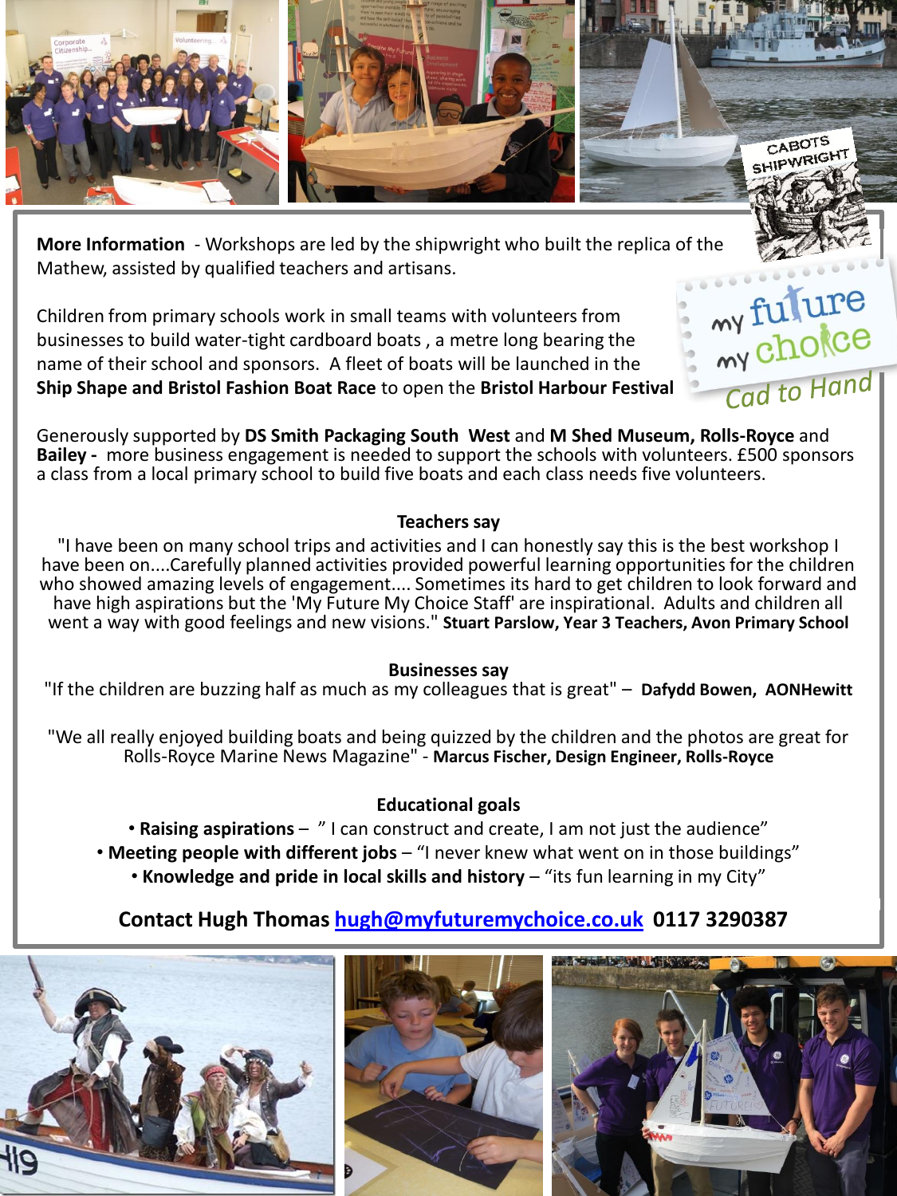**More Information** - Workshops are led by the shipwright who built the replica of the Mathew, assisted by qualified teachers and artisans.

Children from primary schools work in small teams with volunteers from businesses to build water-tight cardboard boats , a metre long bearing the name of their school and sponsors. A fleet of boats will be launched in the **Ship Shape and Bristol Fashion Boat Race** to open the **Bristol Harbour Festival**

Generously supported by **DS Smith Packaging South West** and **M Shed Museum, Rolls-Royce** and **Bailey -** more business engagement is needed to support the schools with volunteers. £500 sponsors a class from a local primary school to build five boats and each class needs five volunteers.

**Teachers say**

"I have been on many school trips and activities and I can honestly say this is the best workshop I have been on....Carefully planned activities provided powerful learning opportunities for the children who showed amazing levels of engagement.... Sometimes its hard to get children to look forward and have high aspirations but the 'My Future My Choice Staff' are inspirational. Adults and children all went a way with good feelings and new visions." **Stuart Parslow, Year 3 Teachers, Avon Primary School**

**Businesses say**

"If the children are buzzing half as much as my colleagues that is great" – **Dafydd Bowen, AONHewitt**

"We all really enjoyed building boats and being quizzed by the children and the photos are great for Rolls-Royce Marine News Magazine" - **Marcus Fischer, Design Engineer, Rolls-Royce**

**Educational goals**

- **Raising aspirations** – " I can construct and create, I am not just the audience"
- **Meeting people with different jobs** – "I never knew what went on in those buildings"
- **Knowledge and pride in local skills and history** – "its fun learning in my City"

**Contact Hugh Thomas hugh@myfuturemychoice.co.uk 0117 3290387**